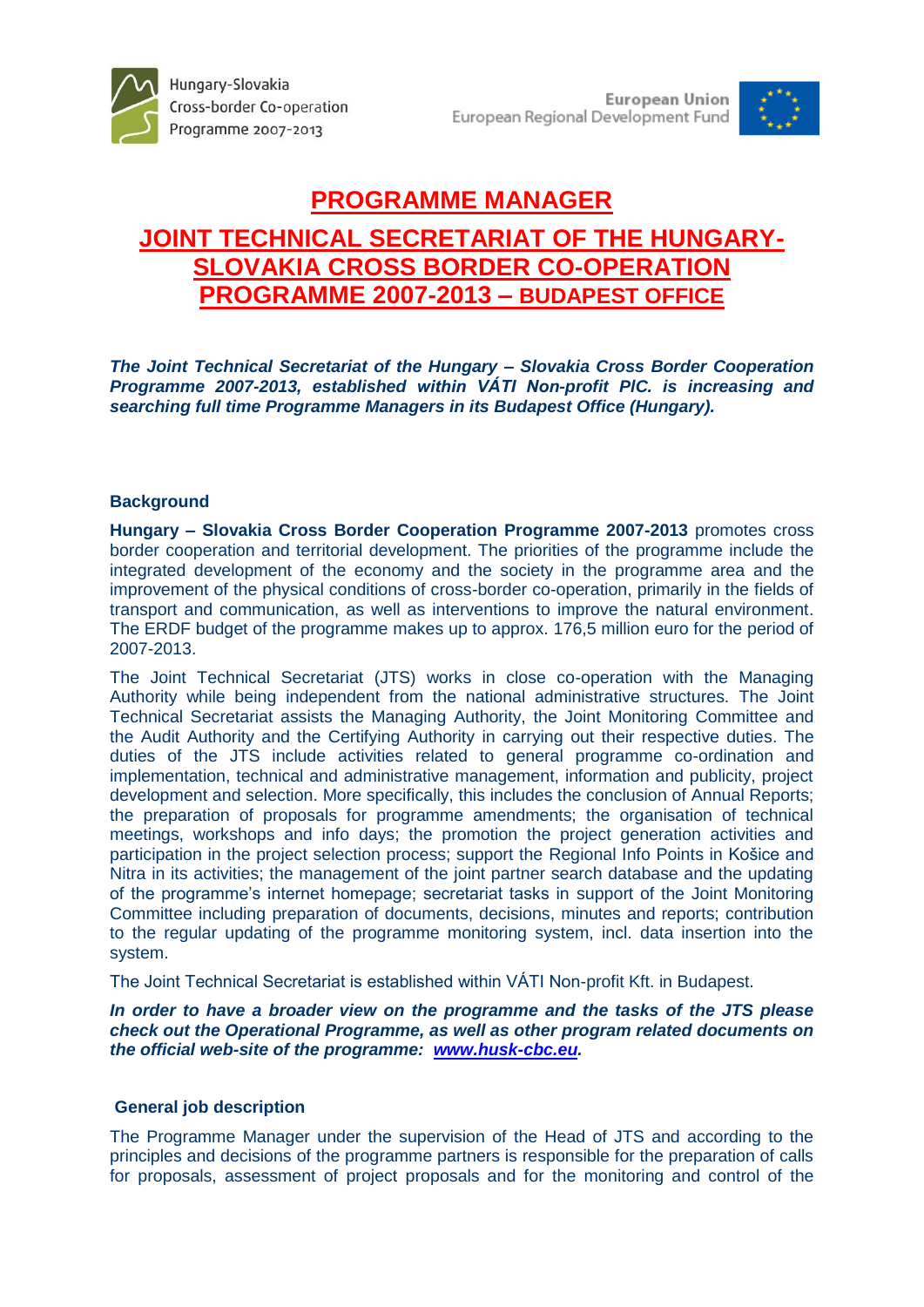Hungary-Slovakia Cross-border Co-operation Programme 2007-2013

European Union
European Regional Development Fund

# PROGRAMME MANAGER

## JOINT TECHNICAL SECRETARIAT OF THE HUNGARY-SLOVAKIA CROSS BORDER CO-OPERATION PROGRAMME 2007-2013 – BUDAPEST OFFICE

***The Joint Technical Secretariat of the Hungary – Slovakia Cross Border Cooperation Programme 2007-2013, established within VÁTI Non-profit PlC. is increasing and searching full time Programme Managers in its Budapest Office (Hungary).***

### Background

**Hungary – Slovakia Cross Border Cooperation Programme 2007-2013** promotes cross border cooperation and territorial development. The priorities of the programme include the integrated development of the economy and the society in the programme area and the improvement of the physical conditions of cross-border co-operation, primarily in the fields of transport and communication, as well as interventions to improve the natural environment. The ERDF budget of the programme makes up to approx. 176,5 million euro for the period of 2007-2013.

The Joint Technical Secretariat (JTS) works in close co-operation with the Managing Authority while being independent from the national administrative structures. The Joint Technical Secretariat assists the Managing Authority, the Joint Monitoring Committee and the Audit Authority and the Certifying Authority in carrying out their respective duties. The duties of the JTS include activities related to general programme co-ordination and implementation, technical and administrative management, information and publicity, project development and selection. More specifically, this includes the conclusion of Annual Reports; the preparation of proposals for programme amendments; the organisation of technical meetings, workshops and info days; the promotion the project generation activities and participation in the project selection process; support the Regional Info Points in Košice and Nitra in its activities; the management of the joint partner search database and the updating of the programme's internet homepage; secretariat tasks in support of the Joint Monitoring Committee including preparation of documents, decisions, minutes and reports; contribution to the regular updating of the programme monitoring system, incl. data insertion into the system.

The Joint Technical Secretariat is established within VÁTI Non-profit Kft. in Budapest.

***In order to have a broader view on the programme and the tasks of the JTS please check out the Operational Programme, as well as other program related documents on the official web-site of the programme: [www.husk-cbc.eu](http://www.husk-cbc.eu).***

### General job description

The Programme Manager under the supervision of the Head of JTS and according to the principles and decisions of the programme partners is responsible for the preparation of calls for proposals, assessment of project proposals and for the monitoring and control of the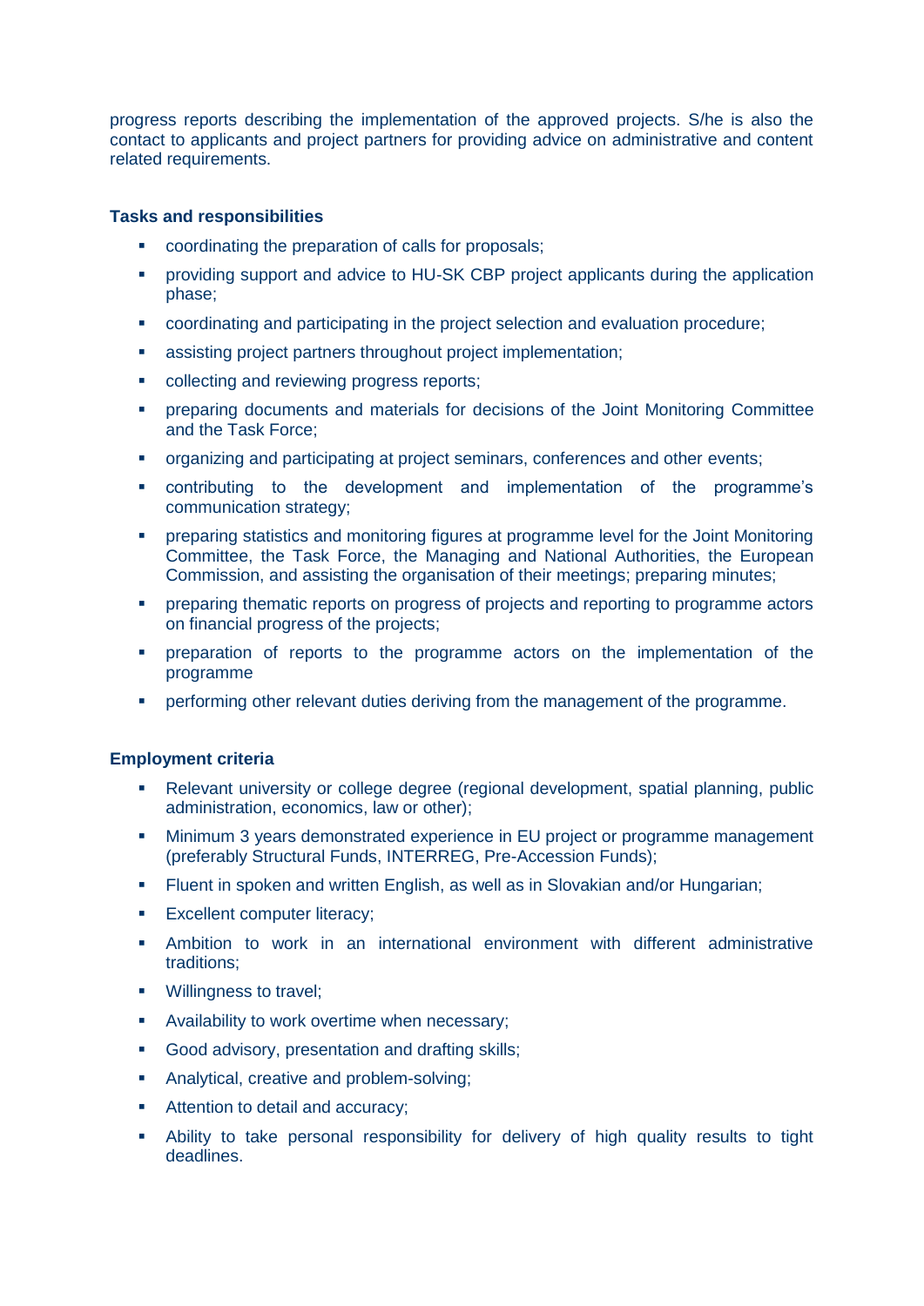progress reports describing the implementation of the approved projects. S/he is also the contact to applicants and project partners for providing advice on administrative and content related requirements.

### Tasks and responsibilities

- coordinating the preparation of calls for proposals;
- providing support and advice to HU-SK CBP project applicants during the application phase;
- coordinating and participating in the project selection and evaluation procedure;
- assisting project partners throughout project implementation;
- collecting and reviewing progress reports;
- preparing documents and materials for decisions of the Joint Monitoring Committee and the Task Force;
- organizing and participating at project seminars, conferences and other events;
- contributing to the development and implementation of the programme's communication strategy;
- preparing statistics and monitoring figures at programme level for the Joint Monitoring Committee, the Task Force, the Managing and National Authorities, the European Commission, and assisting the organisation of their meetings; preparing minutes;
- preparing thematic reports on progress of projects and reporting to programme actors on financial progress of the projects;
- preparation of reports to the programme actors on the implementation of the programme
- performing other relevant duties deriving from the management of the programme.

### Employment criteria

- Relevant university or college degree (regional development, spatial planning, public administration, economics, law or other);
- Minimum 3 years demonstrated experience in EU project or programme management (preferably Structural Funds, INTERREG, Pre-Accession Funds);
- Fluent in spoken and written English, as well as in Slovakian and/or Hungarian;
- Excellent computer literacy;
- Ambition to work in an international environment with different administrative traditions;
- Willingness to travel;
- Availability to work overtime when necessary;
- Good advisory, presentation and drafting skills;
- Analytical, creative and problem-solving;
- Attention to detail and accuracy;
- Ability to take personal responsibility for delivery of high quality results to tight deadlines.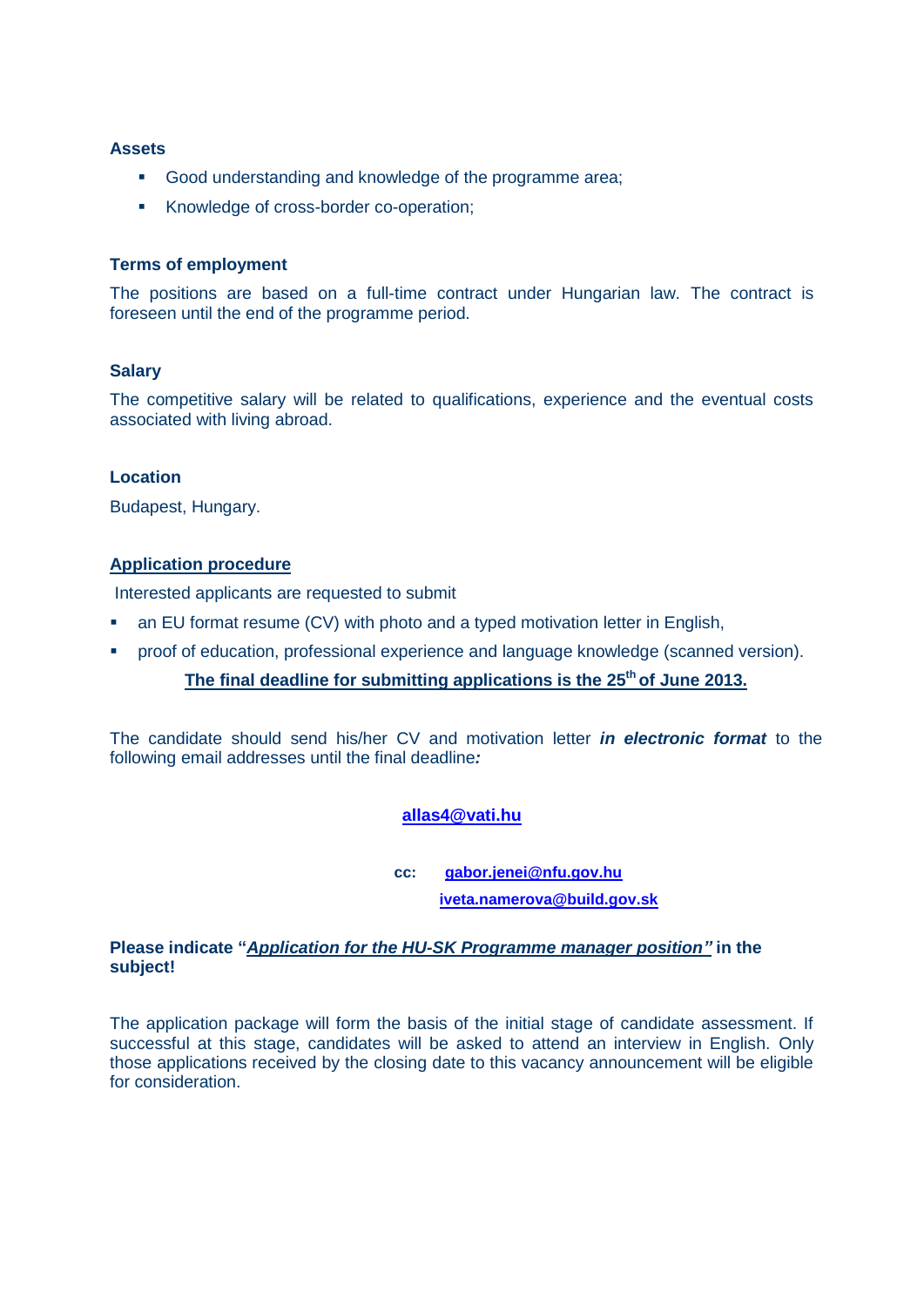**Assets**

- Good understanding and knowledge of the programme area;
- Knowledge of cross-border co-operation;

**Terms of employment**

The positions are based on a full-time contract under Hungarian law. The contract is foreseen until the end of the programme period.

**Salary**

The competitive salary will be related to qualifications, experience and the eventual costs associated with living abroad.

**Location**

Budapest, Hungary.

**Application procedure**

Interested applicants are requested to submit

- an EU format resume (CV) with photo and a typed motivation letter in English,
- proof of education, professional experience and language knowledge (scanned version).

**The final deadline for submitting applications is the 25th of June 2013.**

The candidate should send his/her CV and motivation letter ***in electronic format*** to the following email addresses until the final deadline***:***

**allas4@vati.hu**

**cc:** **gabor.jenei@nfu.gov.hu**
**iveta.namerova@build.gov.sk**

**Please indicate "*Application for the HU-SK Programme manager position*" in the subject!**

The application package will form the basis of the initial stage of candidate assessment. If successful at this stage, candidates will be asked to attend an interview in English. Only those applications received by the closing date to this vacancy announcement will be eligible for consideration.